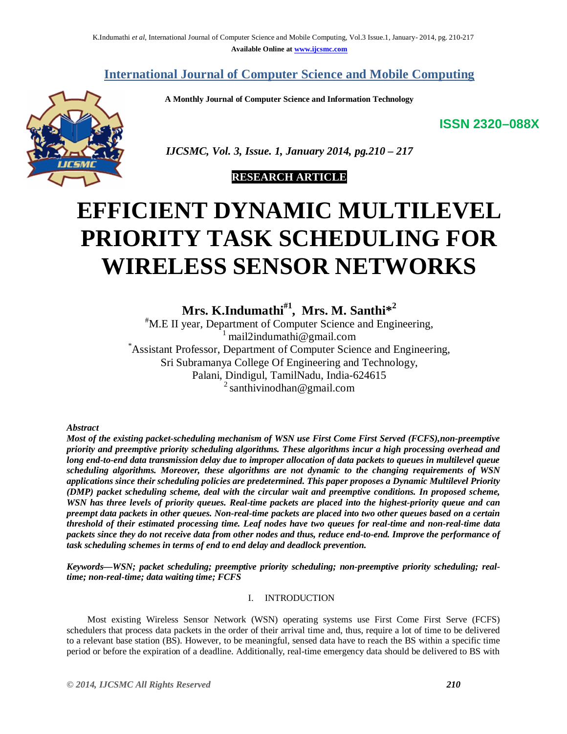# International Journal of Computer Science and Mobile Computing

**A Monthly Journal of Computer Science and Information Technology**

**ISSN 2320–088X**

***IJCSMC, Vol. 3, Issue. 1, January 2014, pg.210 – 217***

**RESEARCH ARTICLE**

# EFFICIENT DYNAMIC MULTILEVEL PRIORITY TASK SCHEDULING FOR WIRELESS SENSOR NETWORKS

**Mrs. K.Indumathi[#1], Mrs. M. Santhi*[2]**

[#]M.E II year, Department of Computer Science and Engineering,
[1] mail2indumathi@gmail.com
[*]Assistant Professor, Department of Computer Science and Engineering,
Sri Subramanya College Of Engineering and Technology,
Palani, Dindigul, TamilNadu, India-624615
[2] santhivinodhan@gmail.com

***Abstract***

***Most of the existing packet-scheduling mechanism of WSN use First Come First Served (FCFS),non-preemptive priority and preemptive priority scheduling algorithms. These algorithms incur a high processing overhead and long end-to-end data transmission delay due to improper allocation of data packets to queues in multilevel queue scheduling algorithms. Moreover, these algorithms are not dynamic to the changing requirements of WSN applications since their scheduling policies are predetermined. This paper proposes a Dynamic Multilevel Priority (DMP) packet scheduling scheme, deal with the circular wait and preemptive conditions. In proposed scheme, WSN has three levels of priority queues. Real-time packets are placed into the highest-priority queue and can preempt data packets in other queues. Non-real-time packets are placed into two other queues based on a certain threshold of their estimated processing time. Leaf nodes have two queues for real-time and non-real-time data packets since they do not receive data from other nodes and thus, reduce end-to-end. Improve the performance of task scheduling schemes in terms of end to end delay and deadlock prevention.***

***Keywords—WSN; packet scheduling; preemptive priority scheduling; non-preemptive priority scheduling; real-time; non-real-time; data waiting time; FCFS***

## I. INTRODUCTION

Most existing Wireless Sensor Network (WSN) operating systems use First Come First Serve (FCFS) schedulers that process data packets in the order of their arrival time and, thus, require a lot of time to be delivered to a relevant base station (BS). However, to be meaningful, sensed data have to reach the BS within a specific time period or before the expiration of a deadline. Additionally, real-time emergency data should be delivered to BS with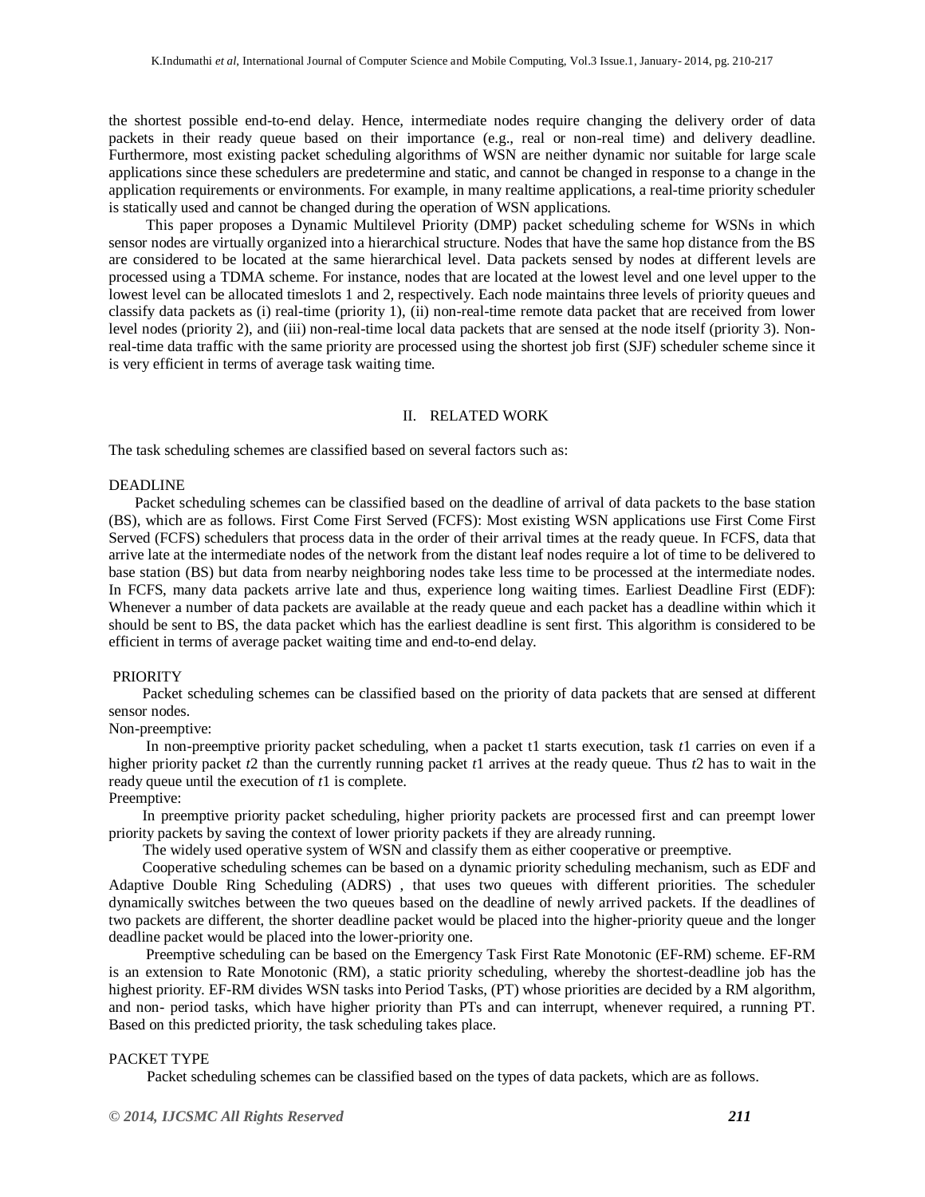the shortest possible end-to-end delay. Hence, intermediate nodes require changing the delivery order of data packets in their ready queue based on their importance (e.g., real or non-real time) and delivery deadline. Furthermore, most existing packet scheduling algorithms of WSN are neither dynamic nor suitable for large scale applications since these schedulers are predetermine and static, and cannot be changed in response to a change in the application requirements or environments. For example, in many realtime applications, a real-time priority scheduler is statically used and cannot be changed during the operation of WSN applications.

This paper proposes a Dynamic Multilevel Priority (DMP) packet scheduling scheme for WSNs in which sensor nodes are virtually organized into a hierarchical structure. Nodes that have the same hop distance from the BS are considered to be located at the same hierarchical level. Data packets sensed by nodes at different levels are processed using a TDMA scheme. For instance, nodes that are located at the lowest level and one level upper to the lowest level can be allocated timeslots 1 and 2, respectively. Each node maintains three levels of priority queues and classify data packets as (i) real-time (priority 1), (ii) non-real-time remote data packet that are received from lower level nodes (priority 2), and (iii) non-real-time local data packets that are sensed at the node itself (priority 3). Non-real-time data traffic with the same priority are processed using the shortest job first (SJF) scheduler scheme since it is very efficient in terms of average task waiting time.

## II. RELATED WORK

The task scheduling schemes are classified based on several factors such as:

### DEADLINE

Packet scheduling schemes can be classified based on the deadline of arrival of data packets to the base station (BS), which are as follows. First Come First Served (FCFS): Most existing WSN applications use First Come First Served (FCFS) schedulers that process data in the order of their arrival times at the ready queue. In FCFS, data that arrive late at the intermediate nodes of the network from the distant leaf nodes require a lot of time to be delivered to base station (BS) but data from nearby neighboring nodes take less time to be processed at the intermediate nodes. In FCFS, many data packets arrive late and thus, experience long waiting times. Earliest Deadline First (EDF): Whenever a number of data packets are available at the ready queue and each packet has a deadline within which it should be sent to BS, the data packet which has the earliest deadline is sent first. This algorithm is considered to be efficient in terms of average packet waiting time and end-to-end delay.

### PRIORITY

Packet scheduling schemes can be classified based on the priority of data packets that are sensed at different sensor nodes.

Non-preemptive:

In non-preemptive priority packet scheduling, when a packet t1 starts execution, task *t*1 carries on even if a higher priority packet *t*2 than the currently running packet *t*1 arrives at the ready queue. Thus *t*2 has to wait in the ready queue until the execution of *t*1 is complete.

Preemptive:

In preemptive priority packet scheduling, higher priority packets are processed first and can preempt lower priority packets by saving the context of lower priority packets if they are already running.

The widely used operative system of WSN and classify them as either cooperative or preemptive.

Cooperative scheduling schemes can be based on a dynamic priority scheduling mechanism, such as EDF and Adaptive Double Ring Scheduling (ADRS) , that uses two queues with different priorities. The scheduler dynamically switches between the two queues based on the deadline of newly arrived packets. If the deadlines of two packets are different, the shorter deadline packet would be placed into the higher-priority queue and the longer deadline packet would be placed into the lower-priority one.

Preemptive scheduling can be based on the Emergency Task First Rate Monotonic (EF-RM) scheme. EF-RM is an extension to Rate Monotonic (RM), a static priority scheduling, whereby the shortest-deadline job has the highest priority. EF-RM divides WSN tasks into Period Tasks, (PT) whose priorities are decided by a RM algorithm, and non- period tasks, which have higher priority than PTs and can interrupt, whenever required, a running PT. Based on this predicted priority, the task scheduling takes place.

### PACKET TYPE

Packet scheduling schemes can be classified based on the types of data packets, which are as follows.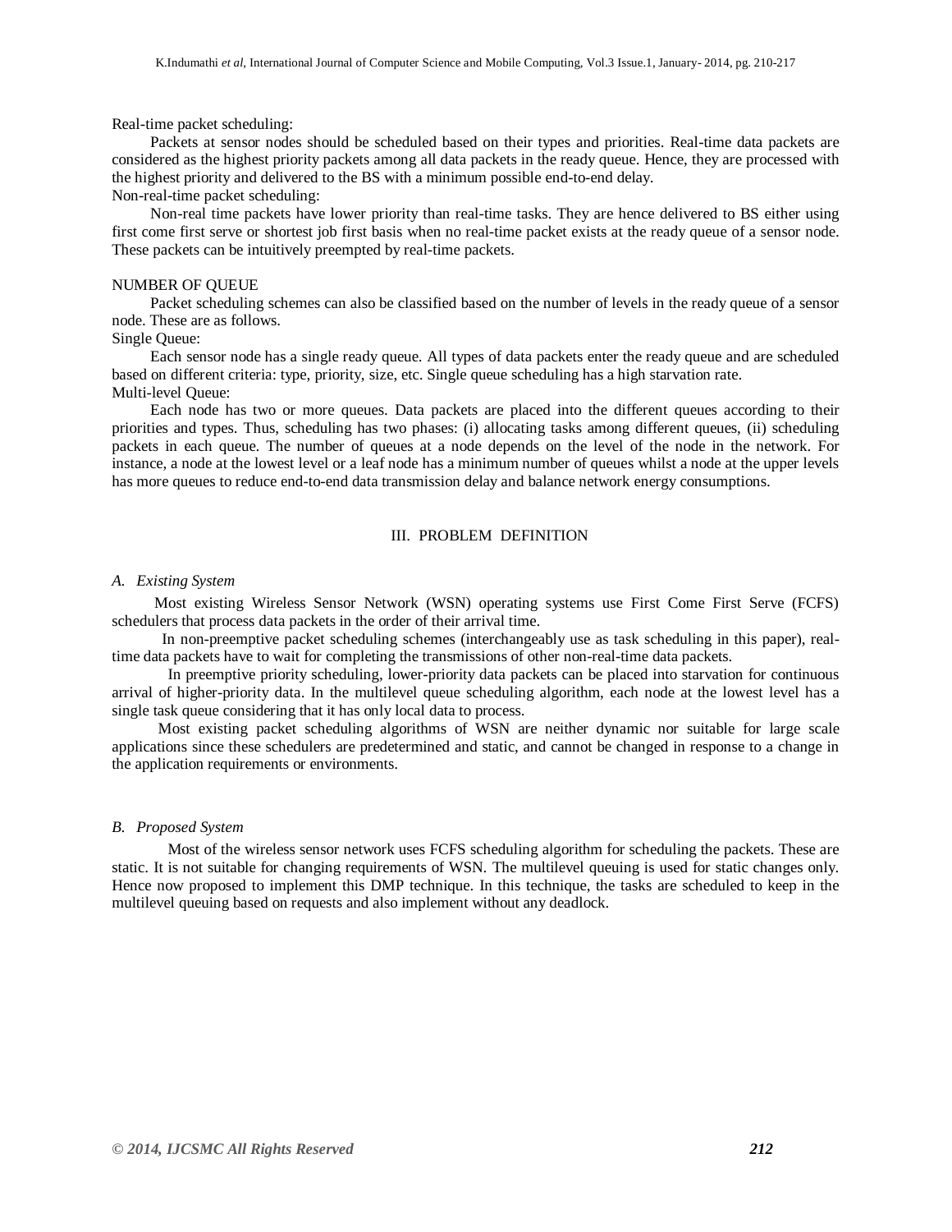Real-time packet scheduling:

Packets at sensor nodes should be scheduled based on their types and priorities. Real-time data packets are considered as the highest priority packets among all data packets in the ready queue. Hence, they are processed with the highest priority and delivered to the BS with a minimum possible end-to-end delay.

Non-real-time packet scheduling:

Non-real time packets have lower priority than real-time tasks. They are hence delivered to BS either using first come first serve or shortest job first basis when no real-time packet exists at the ready queue of a sensor node. These packets can be intuitively preempted by real-time packets.

NUMBER OF QUEUE

Packet scheduling schemes can also be classified based on the number of levels in the ready queue of a sensor node. These are as follows.

Single Queue:

Each sensor node has a single ready queue. All types of data packets enter the ready queue and are scheduled based on different criteria: type, priority, size, etc. Single queue scheduling has a high starvation rate.

Multi-level Queue:

Each node has two or more queues. Data packets are placed into the different queues according to their priorities and types. Thus, scheduling has two phases: (i) allocating tasks among different queues, (ii) scheduling packets in each queue. The number of queues at a node depends on the level of the node in the network. For instance, a node at the lowest level or a leaf node has a minimum number of queues whilst a node at the upper levels has more queues to reduce end-to-end data transmission delay and balance network energy consumptions.

## III. PROBLEM DEFINITION

### *A. Existing System*

Most existing Wireless Sensor Network (WSN) operating systems use First Come First Serve (FCFS) schedulers that process data packets in the order of their arrival time.

In non-preemptive packet scheduling schemes (interchangeably use as task scheduling in this paper), real-time data packets have to wait for completing the transmissions of other non-real-time data packets.

In preemptive priority scheduling, lower-priority data packets can be placed into starvation for continuous arrival of higher-priority data. In the multilevel queue scheduling algorithm, each node at the lowest level has a single task queue considering that it has only local data to process.

Most existing packet scheduling algorithms of WSN are neither dynamic nor suitable for large scale applications since these schedulers are predetermined and static, and cannot be changed in response to a change in the application requirements or environments.

### *B. Proposed System*

Most of the wireless sensor network uses FCFS scheduling algorithm for scheduling the packets. These are static. It is not suitable for changing requirements of WSN. The multilevel queuing is used for static changes only. Hence now proposed to implement this DMP technique. In this technique, the tasks are scheduled to keep in the multilevel queuing based on requests and also implement without any deadlock.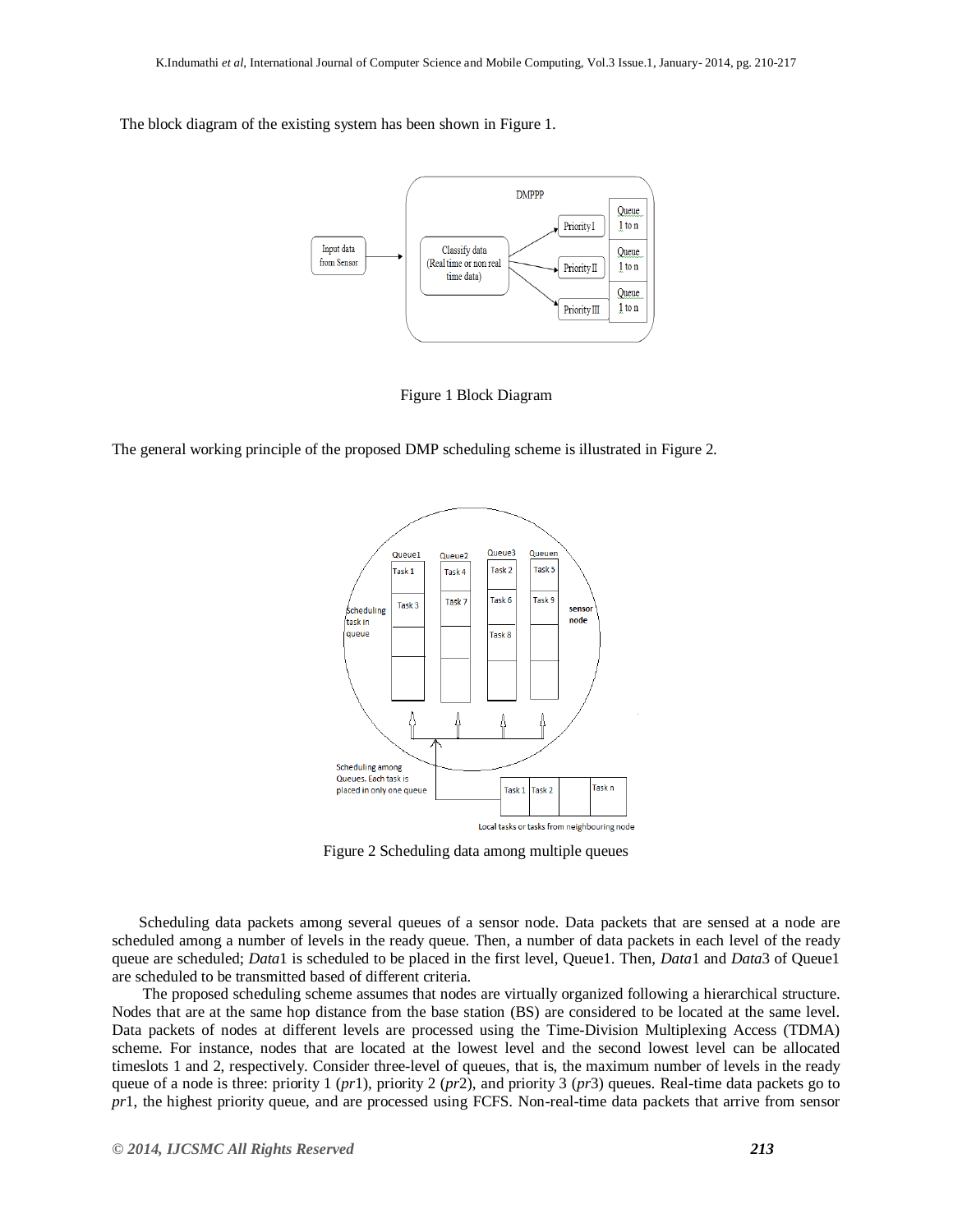The block diagram of the existing system has been shown in Figure 1.

Figure 1 Block Diagram

The general working principle of the proposed DMP scheduling scheme is illustrated in Figure 2.

Figure 2 Scheduling data among multiple queues

Scheduling data packets among several queues of a sensor node. Data packets that are sensed at a node are scheduled among a number of levels in the ready queue. Then, a number of data packets in each level of the ready queue are scheduled; *Data*1 is scheduled to be placed in the first level, Queue1. Then, *Data*1 and *Data*3 of Queue1 are scheduled to be transmitted based of different criteria.

The proposed scheduling scheme assumes that nodes are virtually organized following a hierarchical structure. Nodes that are at the same hop distance from the base station (BS) are considered to be located at the same level. Data packets of nodes at different levels are processed using the Time-Division Multiplexing Access (TDMA) scheme. For instance, nodes that are located at the lowest level and the second lowest level can be allocated timeslots 1 and 2, respectively. Consider three-level of queues, that is, the maximum number of levels in the ready queue of a node is three: priority 1 (*pr*1), priority 2 (*pr*2), and priority 3 (*pr*3) queues. Real-time data packets go to *pr*1, the highest priority queue, and are processed using FCFS. Non-real-time data packets that arrive from sensor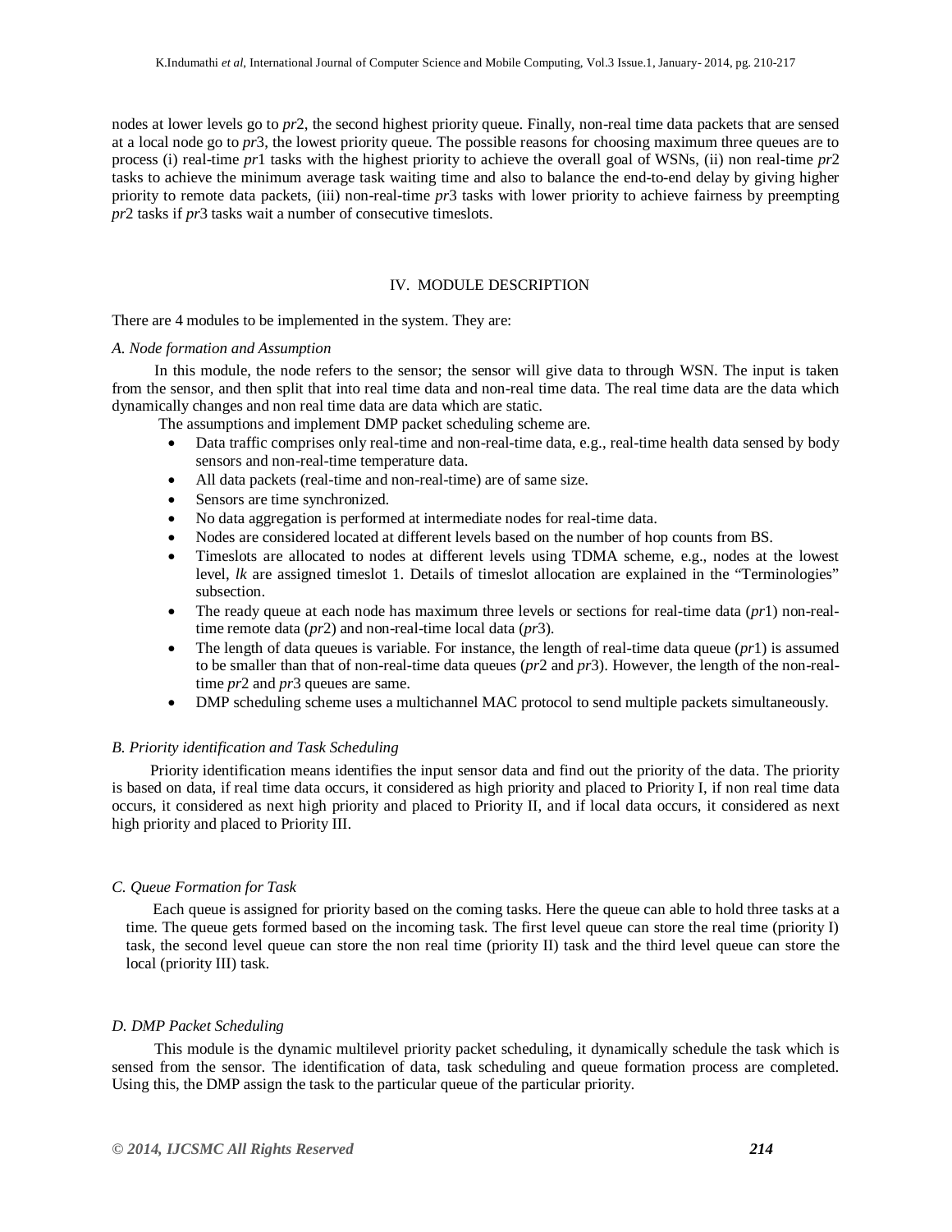nodes at lower levels go to *pr*2, the second highest priority queue. Finally, non-real time data packets that are sensed at a local node go to *pr*3, the lowest priority queue. The possible reasons for choosing maximum three queues are to process (i) real-time *pr*1 tasks with the highest priority to achieve the overall goal of WSNs, (ii) non real-time *pr*2 tasks to achieve the minimum average task waiting time and also to balance the end-to-end delay by giving higher priority to remote data packets, (iii) non-real-time *pr*3 tasks with lower priority to achieve fairness by preempting *pr*2 tasks if *pr*3 tasks wait a number of consecutive timeslots.

## IV. MODULE DESCRIPTION

There are 4 modules to be implemented in the system. They are:

### *A. Node formation and Assumption*

In this module, the node refers to the sensor; the sensor will give data to through WSN. The input is taken from the sensor, and then split that into real time data and non-real time data. The real time data are the data which dynamically changes and non real time data are data which are static.

The assumptions and implement DMP packet scheduling scheme are.

- Data traffic comprises only real-time and non-real-time data, e.g., real-time health data sensed by body sensors and non-real-time temperature data.
- All data packets (real-time and non-real-time) are of same size.
- Sensors are time synchronized.
- No data aggregation is performed at intermediate nodes for real-time data.
- Nodes are considered located at different levels based on the number of hop counts from BS.
- Timeslots are allocated to nodes at different levels using TDMA scheme, e.g., nodes at the lowest level, *lk* are assigned timeslot 1. Details of timeslot allocation are explained in the "Terminologies" subsection.
- The ready queue at each node has maximum three levels or sections for real-time data (*pr*1) non-real-time remote data (*pr*2) and non-real-time local data (*pr*3).
- The length of data queues is variable. For instance, the length of real-time data queue (*pr*1) is assumed to be smaller than that of non-real-time data queues (*pr*2 and *pr*3). However, the length of the non-real-time *pr*2 and *pr*3 queues are same.
- DMP scheduling scheme uses a multichannel MAC protocol to send multiple packets simultaneously.

### *B. Priority identification and Task Scheduling*

Priority identification means identifies the input sensor data and find out the priority of the data. The priority is based on data, if real time data occurs, it considered as high priority and placed to Priority I, if non real time data occurs, it considered as next high priority and placed to Priority II, and if local data occurs, it considered as next high priority and placed to Priority III.

### *C. Queue Formation for Task*

Each queue is assigned for priority based on the coming tasks. Here the queue can able to hold three tasks at a time. The queue gets formed based on the incoming task. The first level queue can store the real time (priority I) task, the second level queue can store the non real time (priority II) task and the third level queue can store the local (priority III) task.

### *D. DMP Packet Scheduling*

This module is the dynamic multilevel priority packet scheduling, it dynamically schedule the task which is sensed from the sensor. The identification of data, task scheduling and queue formation process are completed. Using this, the DMP assign the task to the particular queue of the particular priority.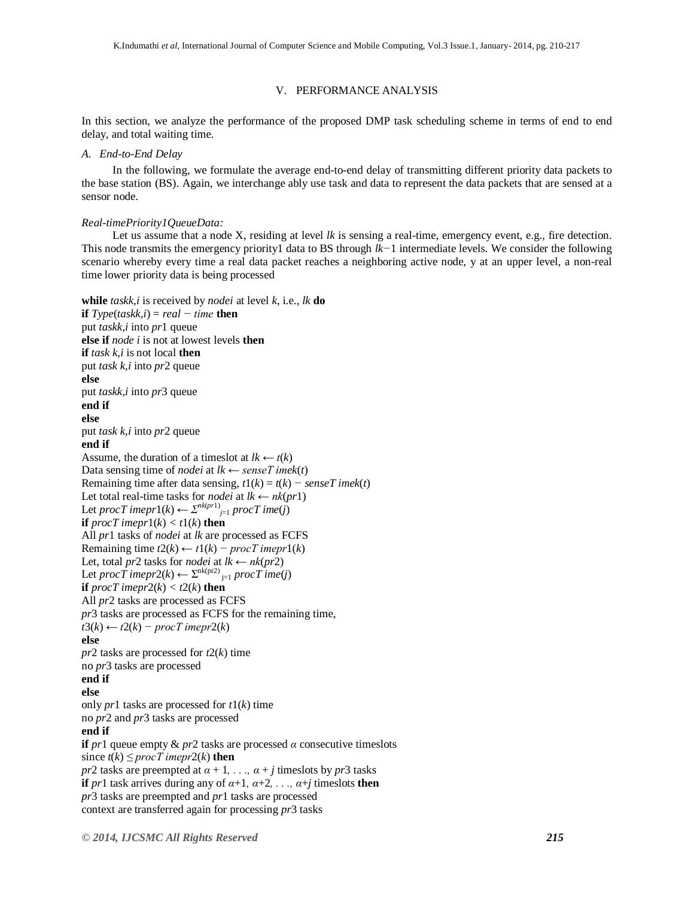## V. PERFORMANCE ANALYSIS

In this section, we analyze the performance of the proposed DMP task scheduling scheme in terms of end to end delay, and total waiting time.

### *A. End-to-End Delay*

In the following, we formulate the average end-to-end delay of transmitting different priority data packets to the base station (BS). Again, we interchange ably use task and data to represent the data packets that are sensed at a sensor node.

*Real-timePriority1QueueData:*

Let us assume that a node X, residing at level $lk$ is sensing a real-time, emergency event, e.g., fire detection. This node transmits the emergency priority1 data to BS through $lk-1$ intermediate levels. We consider the following scenario whereby every time a real data packet reaches a neighboring active node, y at an upper level, a non-real time lower priority data is being processed

**while** $task_{k,i}$ is received by $node_i$ at level $k$, i.e., $lk$ **do**
**if** $Type(task_{k,i}) = real-time$ **then**
put $task_{k,i}$ into $pr1$ queue
**else if** $node\ i$ is not at lowest levels **then**
**if** $task\ k,i$ is not local **then**
put $task\ k,i$ into $pr2$ queue
**else**
put $task_{k,i}$ into $pr3$ queue
**end if**
**else**
put $task\ k,i$ into $pr2$ queue
**end if**
Assume, the duration of a timeslot at $lk \leftarrow t(k)$
Data sensing time of $node_i$ at $lk \leftarrow senseTime_k(t)$
Remaining time after data sensing, $t1(k) = t(k) - senseTime_k(t)$
Let total real-time tasks for $node_i$ at $lk \leftarrow nk(pr1)$
Let $procTime_{pr1}(k) \leftarrow \Sigma^{nk(pr1)}_{j=1} procTime(j)$
**if** $procTime_{pr1}(k) < t1(k)$ **then**
All $pr1$ tasks of $node_i$ at $lk$ are processed as FCFS
Remaining time $t2(k) \leftarrow t1(k) - procTime_{pr1}(k)$
Let, total $pr2$ tasks for $node_i$ at $lk \leftarrow nk(pr2)$
Let $procTime_{pr2}(k) \leftarrow \Sigma^{nk(pr2)}_{j=1} procTime(j)$
**if** $procTime_{pr2}(k) < t2(k)$ **then**
All $pr2$ tasks are processed as FCFS
$pr3$ tasks are processed as FCFS for the remaining time,
$t3(k) \leftarrow t2(k) - procTime_{pr2}(k)$
**else**
$pr2$ tasks are processed for $t2(k)$ time
no $pr3$ tasks are processed
**end if**
**else**
only $pr1$ tasks are processed for $t1(k)$ time
no $pr2$ and $pr3$ tasks are processed
**end if**
**if** $pr1$ queue empty & $pr2$ tasks are processed $\alpha$ consecutive timeslots
since $t(k) \leq procTime_{pr2}(k)$ **then**
$pr2$ tasks are preempted at $\alpha + 1, \ldots, \alpha + j$ timeslots by $pr3$ tasks
**if** $pr1$ task arrives during any of $\alpha+1, \alpha+2, \ldots, \alpha+j$ timeslots **then**
$pr3$ tasks are preempted and $pr1$ tasks are processed
context are transferred again for processing $pr3$ tasks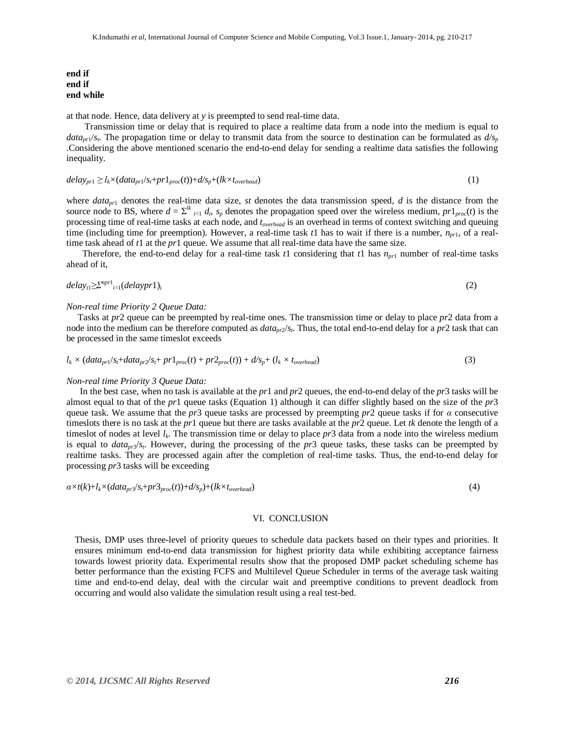**end if**
**end if**
**end while**

at that node. Hence, data delivery at $y$ is preempted to send real-time data.

Transmission time or delay that is required to place a realtime data from a node into the medium is equal to $data_{pr1}/s_t$. The propagation time or delay to transmit data from the source to destination can be formulated as $d/s_p$ .Considering the above mentioned scenario the end-to-end delay for sending a realtime data satisfies the following inequality.

$$delay_{pr1} \geq l_k \times (data_{pr1}/s_t + pr1_{proc}(t)) + d/s_p + (lk \times t_{overhead}) \quad (1)$$

where $data_{pr1}$ denotes the real-time data size, $st$ denotes the data transmission speed, $d$ is the distance from the source node to BS, where $d = \Sigma^{lk}_{i=1} d_i$, $s_p$ denotes the propagation speed over the wireless medium, $pr1_{proc}(t)$ is the processing time of real-time tasks at each node, and $t_{overhead}$ is an overhead in terms of context switching and queuing time (including time for preemption). However, a real-time task $t1$ has to wait if there is a number, $n_{pr1}$, of a real-time task ahead of $t1$ at the $pr1$ queue. We assume that all real-time data have the same size.

Therefore, the end-to-end delay for a real-time task $t1$ considering that $t1$ has $n_{pr1}$ number of real-time tasks ahead of it,

$$delay_{t1} \geq \Sigma^{npr1}_{i=1}(delaypr1)_i \quad (2)$$

*Non-real time Priority 2 Queue Data:*

Tasks at $pr2$ queue can be preempted by real-time ones. The transmission time or delay to place $pr2$ data from a node into the medium can be therefore computed as $data_{pr2}/s_t$. Thus, the total end-to-end delay for a $pr2$ task that can be processed in the same timeslot exceeds

$$l_k \times (data_{pr1}/s_t + data_{pr2}/s_t + pr1_{proc}(t) + pr2_{proc}(t)) + d/s_p + (l_k \times t_{overhead}) \quad (3)$$

*Non-real time Priority 3 Queue Data:*

In the best case, when no task is available at the $pr1$ and $pr2$ queues, the end-to-end delay of the $pr3$ tasks will be almost equal to that of the $pr1$ queue tasks (Equation 1) although it can differ slightly based on the size of the $pr3$ queue task. We assume that the $pr3$ queue tasks are processed by preempting $pr2$ queue tasks if for $\alpha$ consecutive timeslots there is no task at the $pr1$ queue but there are tasks available at the $pr2$ queue. Let $tk$ denote the length of a timeslot of nodes at level $l_k$. The transmission time or delay to place $pr3$ data from a node into the wireless medium is equal to $data_{pr3}/s_t$. However, during the processing of the $pr3$ queue tasks, these tasks can be preempted by realtime tasks. They are processed again after the completion of real-time tasks. Thus, the end-to-end delay for processing $pr3$ tasks will be exceeding

$$\alpha \times t(k) + l_k \times (data_{pr3}/s_t + pr3_{proc}(t)) + d/s_p) + (lk \times t_{overhead}) \quad (4)$$

## VI. CONCLUSION

Thesis, DMP uses three-level of priority queues to schedule data packets based on their types and priorities. It ensures minimum end-to-end data transmission for highest priority data while exhibiting acceptance fairness towards lowest priority data. Experimental results show that the proposed DMP packet scheduling scheme has better performance than the existing FCFS and Multilevel Queue Scheduler in terms of the average task waiting time and end-to-end delay, deal with the circular wait and preemptive conditions to prevent deadlock from occurring and would also validate the simulation result using a real test-bed.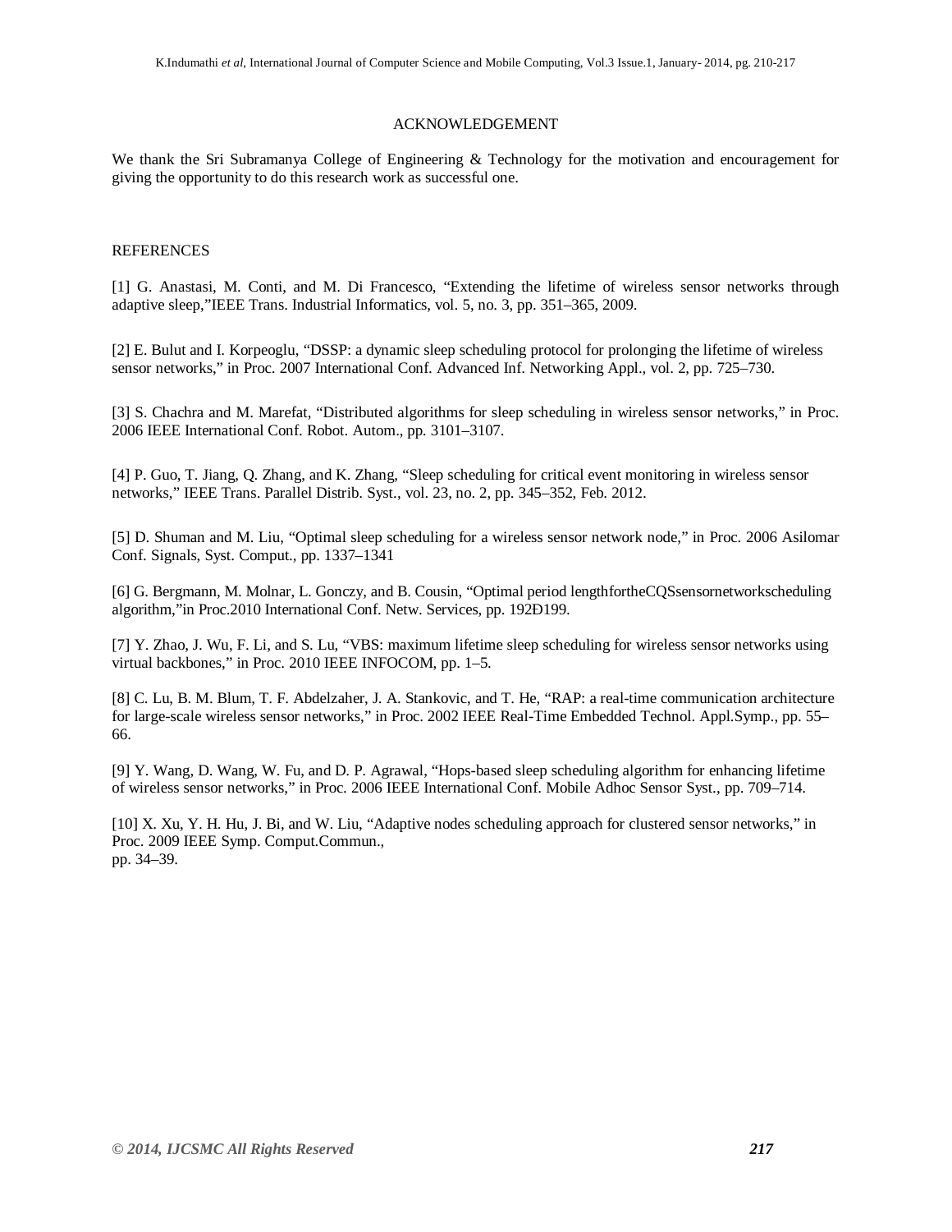## ACKNOWLEDGEMENT

We thank the Sri Subramanya College of Engineering & Technology for the motivation and encouragement for giving the opportunity to do this research work as successful one.

## REFERENCES

[1] G. Anastasi, M. Conti, and M. Di Francesco, "Extending the lifetime of wireless sensor networks through adaptive sleep,"IEEE Trans. Industrial Informatics, vol. 5, no. 3, pp. 351–365, 2009.

[2] E. Bulut and I. Korpeoglu, "DSSP: a dynamic sleep scheduling protocol for prolonging the lifetime of wireless sensor networks," in Proc. 2007 International Conf. Advanced Inf. Networking Appl., vol. 2, pp. 725–730.

[3] S. Chachra and M. Marefat, "Distributed algorithms for sleep scheduling in wireless sensor networks," in Proc. 2006 IEEE International Conf. Robot. Autom., pp. 3101–3107.

[4] P. Guo, T. Jiang, Q. Zhang, and K. Zhang, "Sleep scheduling for critical event monitoring in wireless sensor networks," IEEE Trans. Parallel Distrib. Syst., vol. 23, no. 2, pp. 345–352, Feb. 2012.

[5] D. Shuman and M. Liu, "Optimal sleep scheduling for a wireless sensor network node," in Proc. 2006 Asilomar Conf. Signals, Syst. Comput., pp. 1337–1341

[6] G. Bergmann, M. Molnar, L. Gonczy, and B. Cousin, "Optimal period lengthfortheCQSsensornetworkscheduling algorithm,"in Proc.2010 International Conf. Netw. Services, pp. 192Ð199.

[7] Y. Zhao, J. Wu, F. Li, and S. Lu, "VBS: maximum lifetime sleep scheduling for wireless sensor networks using virtual backbones," in Proc. 2010 IEEE INFOCOM, pp. 1–5.

[8] C. Lu, B. M. Blum, T. F. Abdelzaher, J. A. Stankovic, and T. He, "RAP: a real-time communication architecture for large-scale wireless sensor networks," in Proc. 2002 IEEE Real-Time Embedded Technol. Appl.Symp., pp. 55–66.

[9] Y. Wang, D. Wang, W. Fu, and D. P. Agrawal, "Hops-based sleep scheduling algorithm for enhancing lifetime of wireless sensor networks," in Proc. 2006 IEEE International Conf. Mobile Adhoc Sensor Syst., pp. 709–714.

[10] X. Xu, Y. H. Hu, J. Bi, and W. Liu, "Adaptive nodes scheduling approach for clustered sensor networks," in Proc. 2009 IEEE Symp. Comput.Commun., pp. 34–39.